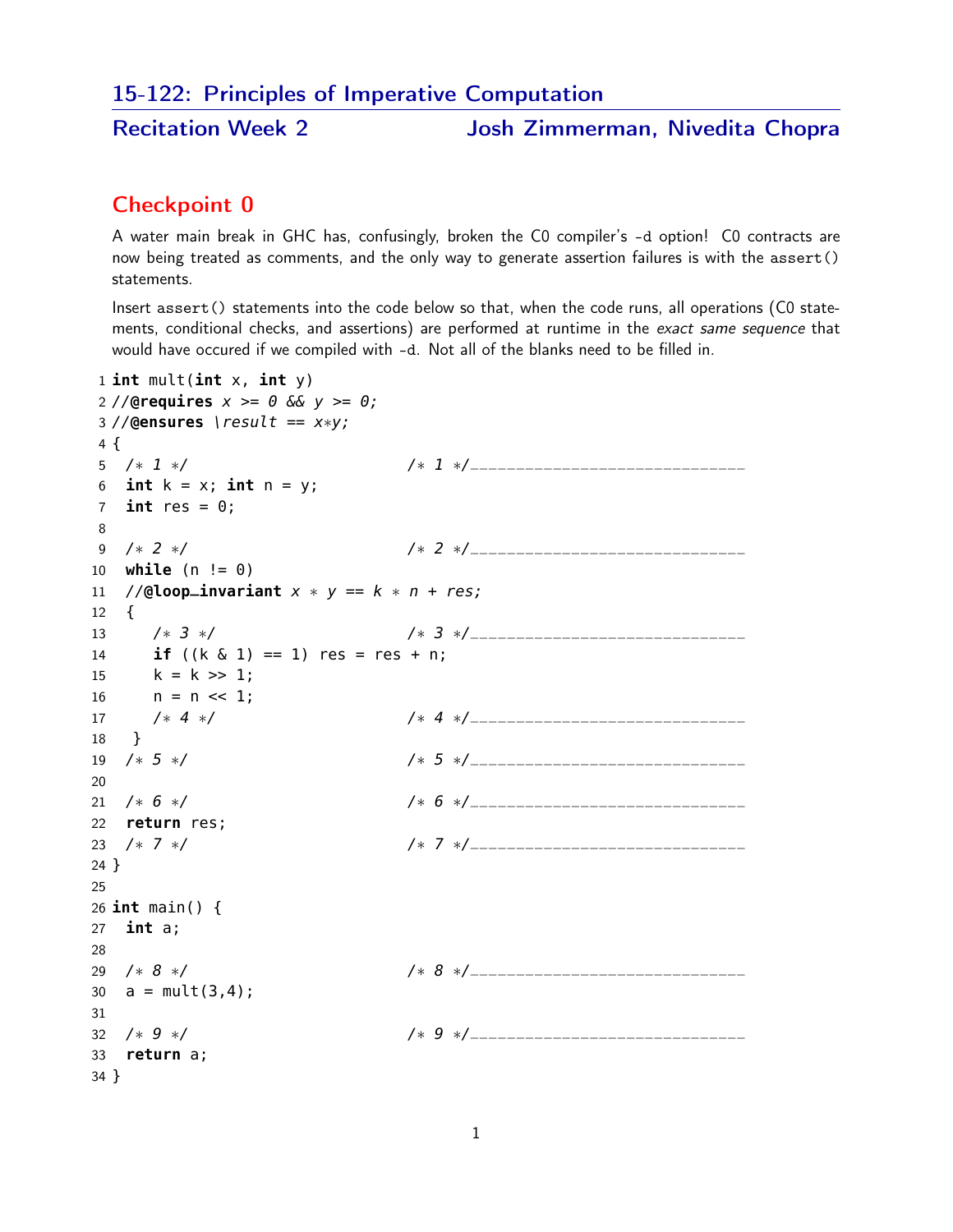## 15-122: Principles of Imperative Computation

### Recitation Week 2 Josh Zimmerman, Nivedita Chopra

# Checkpoint 0

A water main break in GHC has, confusingly, broken the C0 compiler's -d option! C0 contracts are now being treated as comments, and the only way to generate assertion failures is with the assert() statements.

Insert assert() statements into the code below so that, when the code runs, all operations (C0 statements, conditional checks, and assertions) are performed at runtime in the *exact same sequence* that would have occured if we compiled with -d. Not all of the blanks need to be filled in.

```
1  int mult(int x, int y)
2  //@requires x >= 0 && y >= 0;
3  //@ensures \result == x*y;
4  {
5    /* 1 */                          /* 1 */______________________________
6    int k = x; int n = y;
7    int res = 0;
8
9    /* 2 */                          /* 2 */______________________________
10   while (n != 0)
11   //@loop_invariant x * y == k * n + res;
12   {
13      /* 3 */                        /* 3 */______________________________
14      if ((k & 1) == 1) res = res + n;
15      k = k >> 1;
16      n = n << 1;
17      /* 4 */                        /* 4 */______________________________
18    }
19   /* 5 */                           /* 5 */______________________________
20
21   /* 6 */                           /* 6 */______________________________
22   return res;
23   /* 7 */                           /* 7 */______________________________
24 }
25
26 int main() {
27   int a;
28
29   /* 8 */                           /* 8 */______________________________
30   a = mult(3,4);
31
32   /* 9 */                           /* 9 */______________________________
33   return a;
34 }
```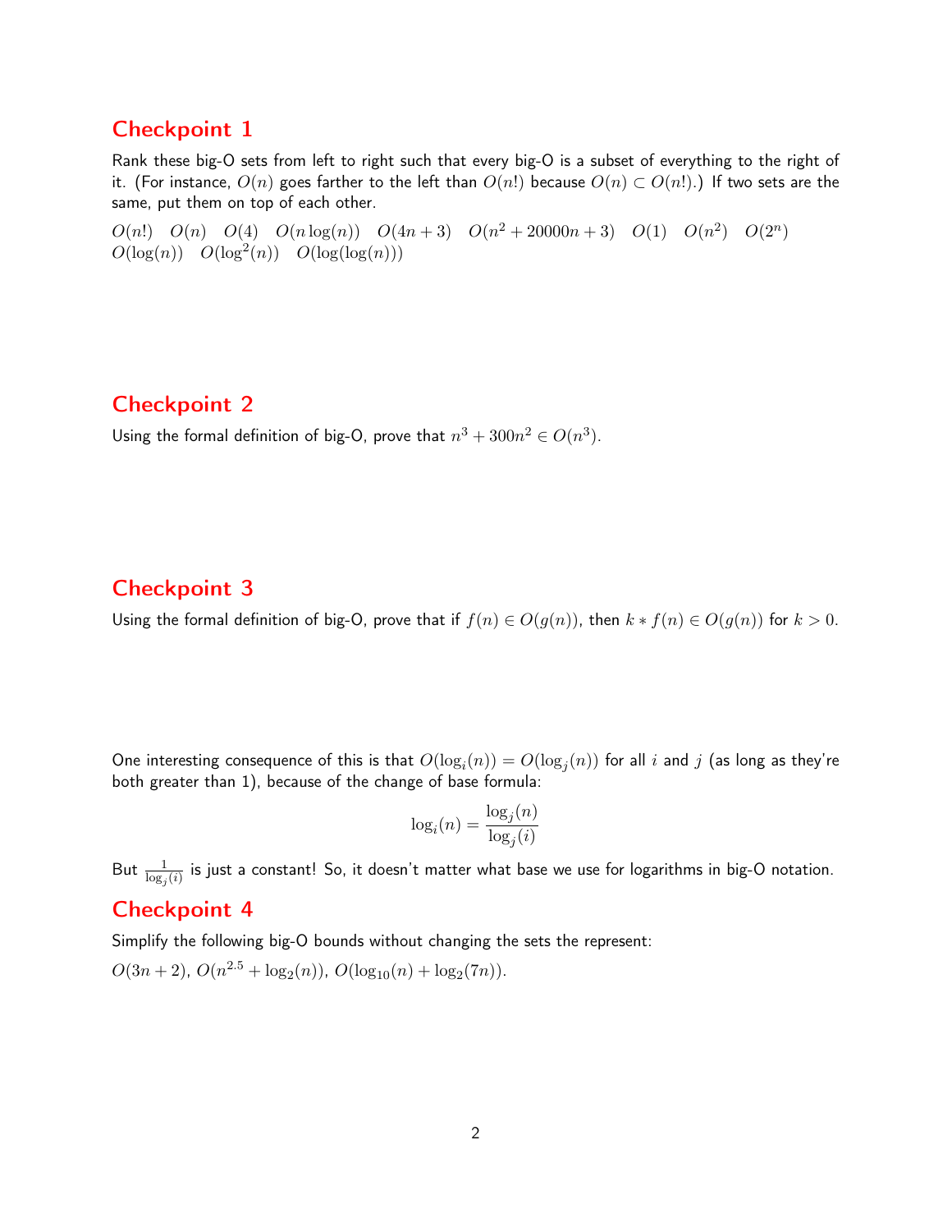## Checkpoint 1

Rank these big-O sets from left to right such that every big-O is a subset of everything to the right of it. (For instance, $O(n)$ goes farther to the left than $O(n!)$ because $O(n) \subset O(n!)$.) If two sets are the same, put them on top of each other.

$O(n!)$  $O(n)$  $O(4)$  $O(n \log(n))$  $O(4n+3)$  $O(n^2 + 20000n + 3)$  $O(1)$  $O(n^2)$  $O(2^n)$  $O(\log(n))$  $O(\log^2(n))$  $O(\log(\log(n)))$

## Checkpoint 2

Using the formal definition of big-O, prove that $n^3 + 300n^2 \in O(n^3)$.

## Checkpoint 3

Using the formal definition of big-O, prove that if $f(n) \in O(g(n))$, then $k * f(n) \in O(g(n))$ for $k > 0$.

One interesting consequence of this is that $O(\log_i(n)) = O(\log_j(n))$ for all $i$ and $j$ (as long as they're both greater than 1), because of the change of base formula:

$$\log_i(n) = \frac{\log_j(n)}{\log_j(i)}$$

But $\frac{1}{\log_j(i)}$ is just a constant! So, it doesn't matter what base we use for logarithms in big-O notation.

## Checkpoint 4

Simplify the following big-O bounds without changing the sets the represent:

$O(3n+2)$, $O(n^{2.5} + \log_2(n))$, $O(\log_{10}(n) + \log_2(7n))$.